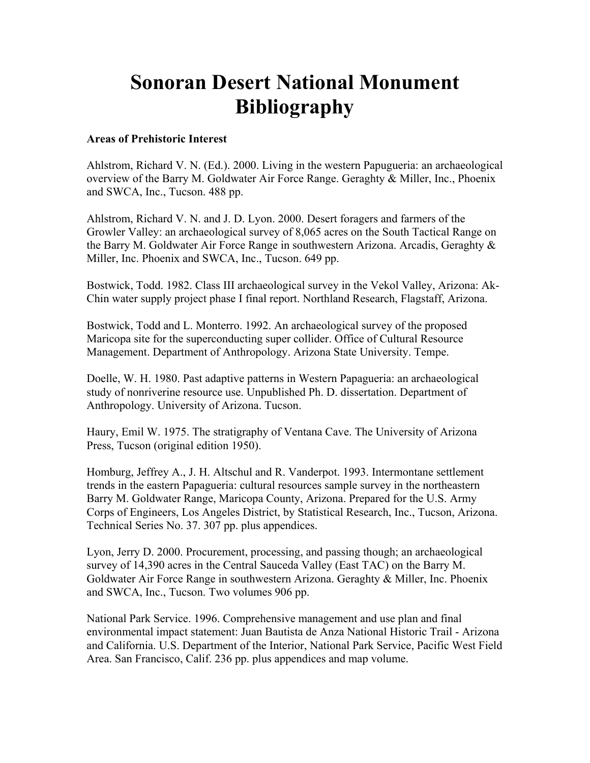# Sonoran Desert National Monument Bibliography

**Areas of Prehistoric Interest**

Ahlstrom, Richard V. N. (Ed.). 2000. Living in the western Papugueria: an archaeological overview of the Barry M. Goldwater Air Force Range. Geraghty & Miller, Inc., Phoenix and SWCA, Inc., Tucson. 488 pp.

Ahlstrom, Richard V. N. and J. D. Lyon. 2000. Desert foragers and farmers of the Growler Valley: an archaeological survey of 8,065 acres on the South Tactical Range on the Barry M. Goldwater Air Force Range in southwestern Arizona. Arcadis, Geraghty & Miller, Inc. Phoenix and SWCA, Inc., Tucson. 649 pp.

Bostwick, Todd. 1982. Class III archaeological survey in the Vekol Valley, Arizona: Ak-Chin water supply project phase I final report. Northland Research, Flagstaff, Arizona.

Bostwick, Todd and L. Monterro. 1992. An archaeological survey of the proposed Maricopa site for the superconducting super collider. Office of Cultural Resource Management. Department of Anthropology. Arizona State University. Tempe.

Doelle, W. H. 1980. Past adaptive patterns in Western Papagueria: an archaeological study of nonriverine resource use. Unpublished Ph. D. dissertation. Department of Anthropology. University of Arizona. Tucson.

Haury, Emil W. 1975. The stratigraphy of Ventana Cave. The University of Arizona Press, Tucson (original edition 1950).

Homburg, Jeffrey A., J. H. Altschul and R. Vanderpot. 1993. Intermontane settlement trends in the eastern Papagueria: cultural resources sample survey in the northeastern Barry M. Goldwater Range, Maricopa County, Arizona. Prepared for the U.S. Army Corps of Engineers, Los Angeles District, by Statistical Research, Inc., Tucson, Arizona. Technical Series No. 37. 307 pp. plus appendices.

Lyon, Jerry D. 2000. Procurement, processing, and passing though; an archaeological survey of 14,390 acres in the Central Sauceda Valley (East TAC) on the Barry M. Goldwater Air Force Range in southwestern Arizona. Geraghty & Miller, Inc. Phoenix and SWCA, Inc., Tucson. Two volumes 906 pp.

National Park Service. 1996. Comprehensive management and use plan and final environmental impact statement: Juan Bautista de Anza National Historic Trail - Arizona and California. U.S. Department of the Interior, National Park Service, Pacific West Field Area. San Francisco, Calif. 236 pp. plus appendices and map volume.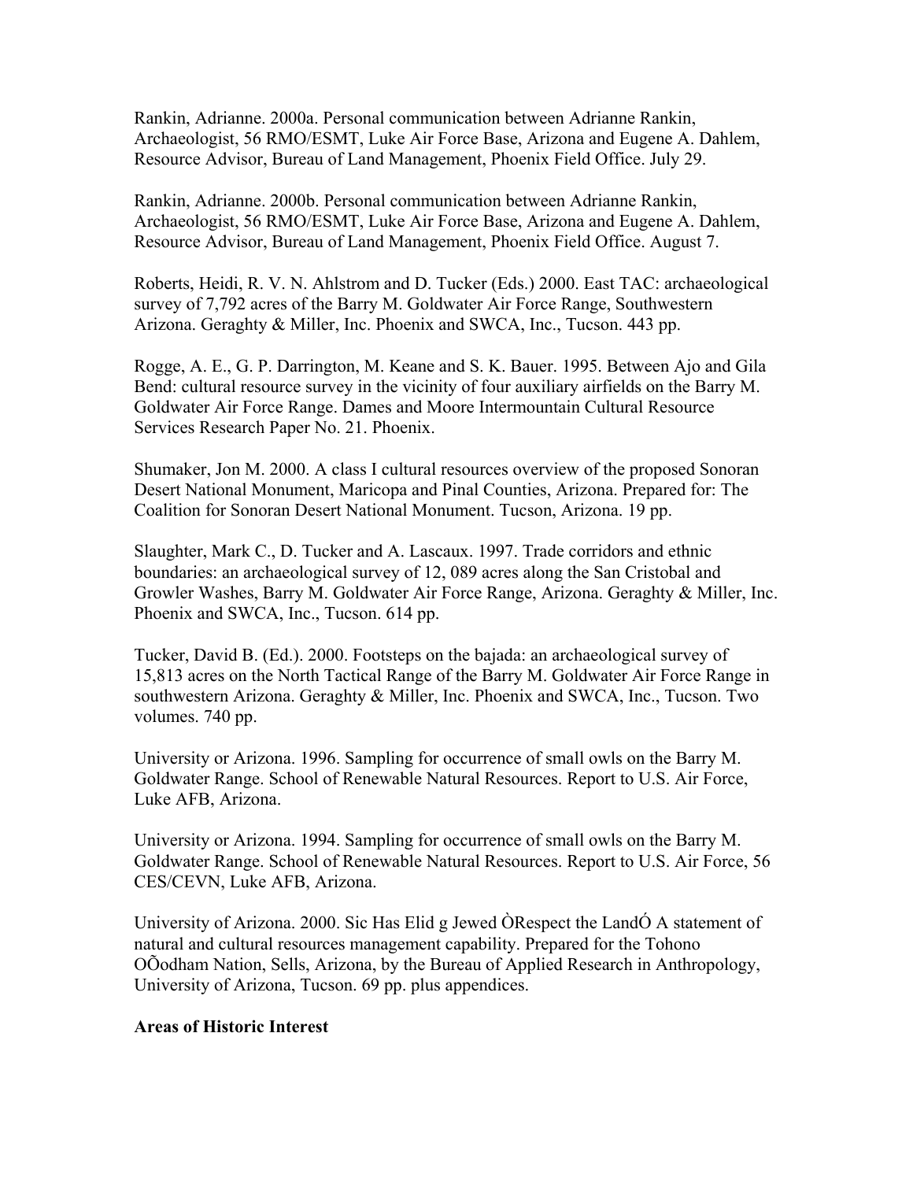Rankin, Adrianne. 2000a. Personal communication between Adrianne Rankin, Archaeologist, 56 RMO/ESMT, Luke Air Force Base, Arizona and Eugene A. Dahlem, Resource Advisor, Bureau of Land Management, Phoenix Field Office. July 29.

Rankin, Adrianne. 2000b. Personal communication between Adrianne Rankin, Archaeologist, 56 RMO/ESMT, Luke Air Force Base, Arizona and Eugene A. Dahlem, Resource Advisor, Bureau of Land Management, Phoenix Field Office. August 7.

Roberts, Heidi, R. V. N. Ahlstrom and D. Tucker (Eds.) 2000. East TAC: archaeological survey of 7,792 acres of the Barry M. Goldwater Air Force Range, Southwestern Arizona. Geraghty & Miller, Inc. Phoenix and SWCA, Inc., Tucson. 443 pp.

Rogge, A. E., G. P. Darrington, M. Keane and S. K. Bauer. 1995. Between Ajo and Gila Bend: cultural resource survey in the vicinity of four auxiliary airfields on the Barry M. Goldwater Air Force Range. Dames and Moore Intermountain Cultural Resource Services Research Paper No. 21. Phoenix.

Shumaker, Jon M. 2000. A class I cultural resources overview of the proposed Sonoran Desert National Monument, Maricopa and Pinal Counties, Arizona. Prepared for: The Coalition for Sonoran Desert National Monument. Tucson, Arizona. 19 pp.

Slaughter, Mark C., D. Tucker and A. Lascaux. 1997. Trade corridors and ethnic boundaries: an archaeological survey of 12, 089 acres along the San Cristobal and Growler Washes, Barry M. Goldwater Air Force Range, Arizona. Geraghty & Miller, Inc. Phoenix and SWCA, Inc., Tucson. 614 pp.

Tucker, David B. (Ed.). 2000. Footsteps on the bajada: an archaeological survey of 15,813 acres on the North Tactical Range of the Barry M. Goldwater Air Force Range in southwestern Arizona. Geraghty & Miller, Inc. Phoenix and SWCA, Inc., Tucson. Two volumes. 740 pp.

University or Arizona. 1996. Sampling for occurrence of small owls on the Barry M. Goldwater Range. School of Renewable Natural Resources. Report to U.S. Air Force, Luke AFB, Arizona.

University or Arizona. 1994. Sampling for occurrence of small owls on the Barry M. Goldwater Range. School of Renewable Natural Resources. Report to U.S. Air Force, 56 CES/CEVN, Luke AFB, Arizona.

University of Arizona. 2000. Sic Has Elid g Jewed ÒRespect the LandÓ A statement of natural and cultural resources management capability. Prepared for the Tohono OÕodham Nation, Sells, Arizona, by the Bureau of Applied Research in Anthropology, University of Arizona, Tucson. 69 pp. plus appendices.

**Areas of Historic Interest**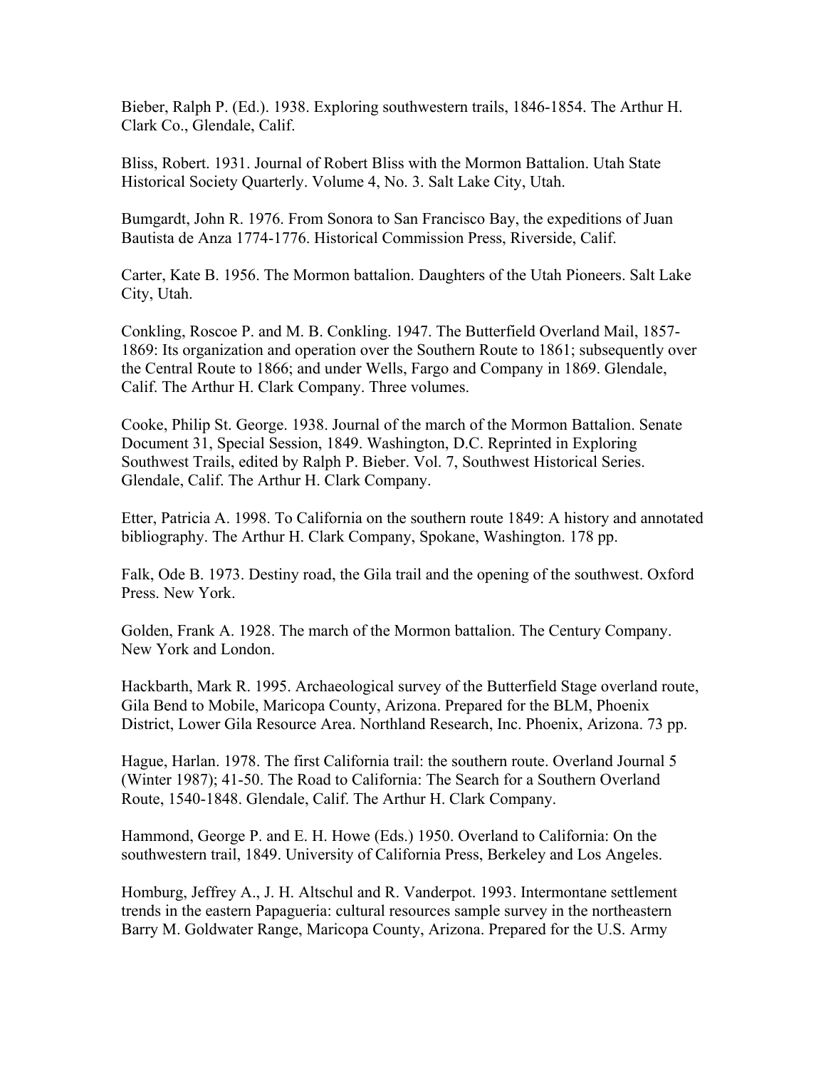Bieber, Ralph P. (Ed.). 1938. Exploring southwestern trails, 1846-1854. The Arthur H. Clark Co., Glendale, Calif.

Bliss, Robert. 1931. Journal of Robert Bliss with the Mormon Battalion. Utah State Historical Society Quarterly. Volume 4, No. 3. Salt Lake City, Utah.

Bumgardt, John R. 1976. From Sonora to San Francisco Bay, the expeditions of Juan Bautista de Anza 1774-1776. Historical Commission Press, Riverside, Calif.

Carter, Kate B. 1956. The Mormon battalion. Daughters of the Utah Pioneers. Salt Lake City, Utah.

Conkling, Roscoe P. and M. B. Conkling. 1947. The Butterfield Overland Mail, 1857-1869: Its organization and operation over the Southern Route to 1861; subsequently over the Central Route to 1866; and under Wells, Fargo and Company in 1869. Glendale, Calif. The Arthur H. Clark Company. Three volumes.

Cooke, Philip St. George. 1938. Journal of the march of the Mormon Battalion. Senate Document 31, Special Session, 1849. Washington, D.C. Reprinted in Exploring Southwest Trails, edited by Ralph P. Bieber. Vol. 7, Southwest Historical Series. Glendale, Calif. The Arthur H. Clark Company.

Etter, Patricia A. 1998. To California on the southern route 1849: A history and annotated bibliography. The Arthur H. Clark Company, Spokane, Washington. 178 pp.

Falk, Ode B. 1973. Destiny road, the Gila trail and the opening of the southwest. Oxford Press. New York.

Golden, Frank A. 1928. The march of the Mormon battalion. The Century Company. New York and London.

Hackbarth, Mark R. 1995. Archaeological survey of the Butterfield Stage overland route, Gila Bend to Mobile, Maricopa County, Arizona. Prepared for the BLM, Phoenix District, Lower Gila Resource Area. Northland Research, Inc. Phoenix, Arizona. 73 pp.

Hague, Harlan. 1978. The first California trail: the southern route. Overland Journal 5 (Winter 1987); 41-50. The Road to California: The Search for a Southern Overland Route, 1540-1848. Glendale, Calif. The Arthur H. Clark Company.

Hammond, George P. and E. H. Howe (Eds.) 1950. Overland to California: On the southwestern trail, 1849. University of California Press, Berkeley and Los Angeles.

Homburg, Jeffrey A., J. H. Altschul and R. Vanderpot. 1993. Intermontane settlement trends in the eastern Papagueria: cultural resources sample survey in the northeastern Barry M. Goldwater Range, Maricopa County, Arizona. Prepared for the U.S. Army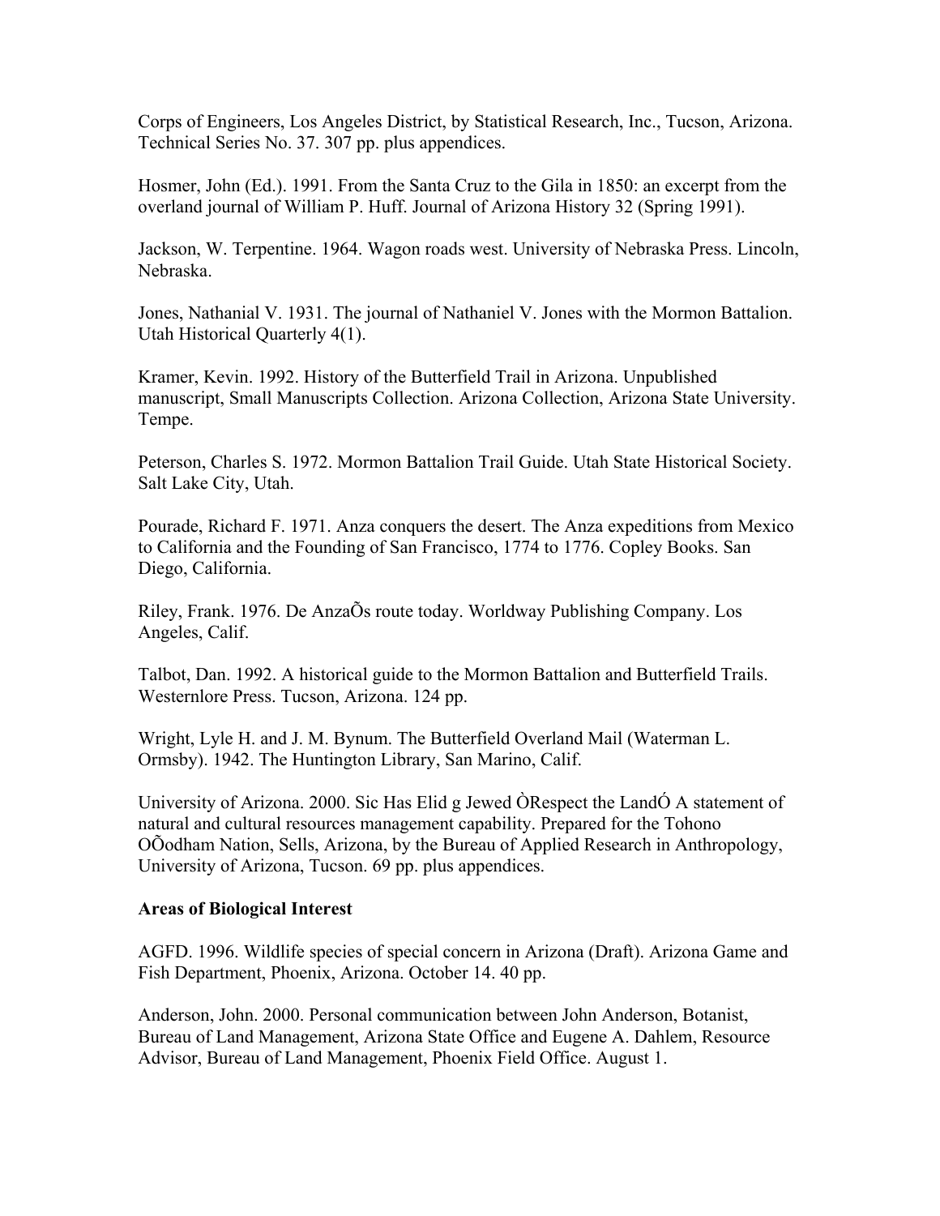Corps of Engineers, Los Angeles District, by Statistical Research, Inc., Tucson, Arizona. Technical Series No. 37. 307 pp. plus appendices.

Hosmer, John (Ed.). 1991. From the Santa Cruz to the Gila in 1850: an excerpt from the overland journal of William P. Huff. Journal of Arizona History 32 (Spring 1991).

Jackson, W. Terpentine. 1964. Wagon roads west. University of Nebraska Press. Lincoln, Nebraska.

Jones, Nathanial V. 1931. The journal of Nathaniel V. Jones with the Mormon Battalion. Utah Historical Quarterly 4(1).

Kramer, Kevin. 1992. History of the Butterfield Trail in Arizona. Unpublished manuscript, Small Manuscripts Collection. Arizona Collection, Arizona State University. Tempe.

Peterson, Charles S. 1972. Mormon Battalion Trail Guide. Utah State Historical Society. Salt Lake City, Utah.

Pourade, Richard F. 1971. Anza conquers the desert. The Anza expeditions from Mexico to California and the Founding of San Francisco, 1774 to 1776. Copley Books. San Diego, California.

Riley, Frank. 1976. De AnzaÕs route today. Worldway Publishing Company. Los Angeles, Calif.

Talbot, Dan. 1992. A historical guide to the Mormon Battalion and Butterfield Trails. Westernlore Press. Tucson, Arizona. 124 pp.

Wright, Lyle H. and J. M. Bynum. The Butterfield Overland Mail (Waterman L. Ormsby). 1942. The Huntington Library, San Marino, Calif.

University of Arizona. 2000. Sic Has Elid g Jewed ÒRespect the LandÓ A statement of natural and cultural resources management capability. Prepared for the Tohono OÕodham Nation, Sells, Arizona, by the Bureau of Applied Research in Anthropology, University of Arizona, Tucson. 69 pp. plus appendices.

**Areas of Biological Interest**

AGFD. 1996. Wildlife species of special concern in Arizona (Draft). Arizona Game and Fish Department, Phoenix, Arizona. October 14. 40 pp.

Anderson, John. 2000. Personal communication between John Anderson, Botanist, Bureau of Land Management, Arizona State Office and Eugene A. Dahlem, Resource Advisor, Bureau of Land Management, Phoenix Field Office. August 1.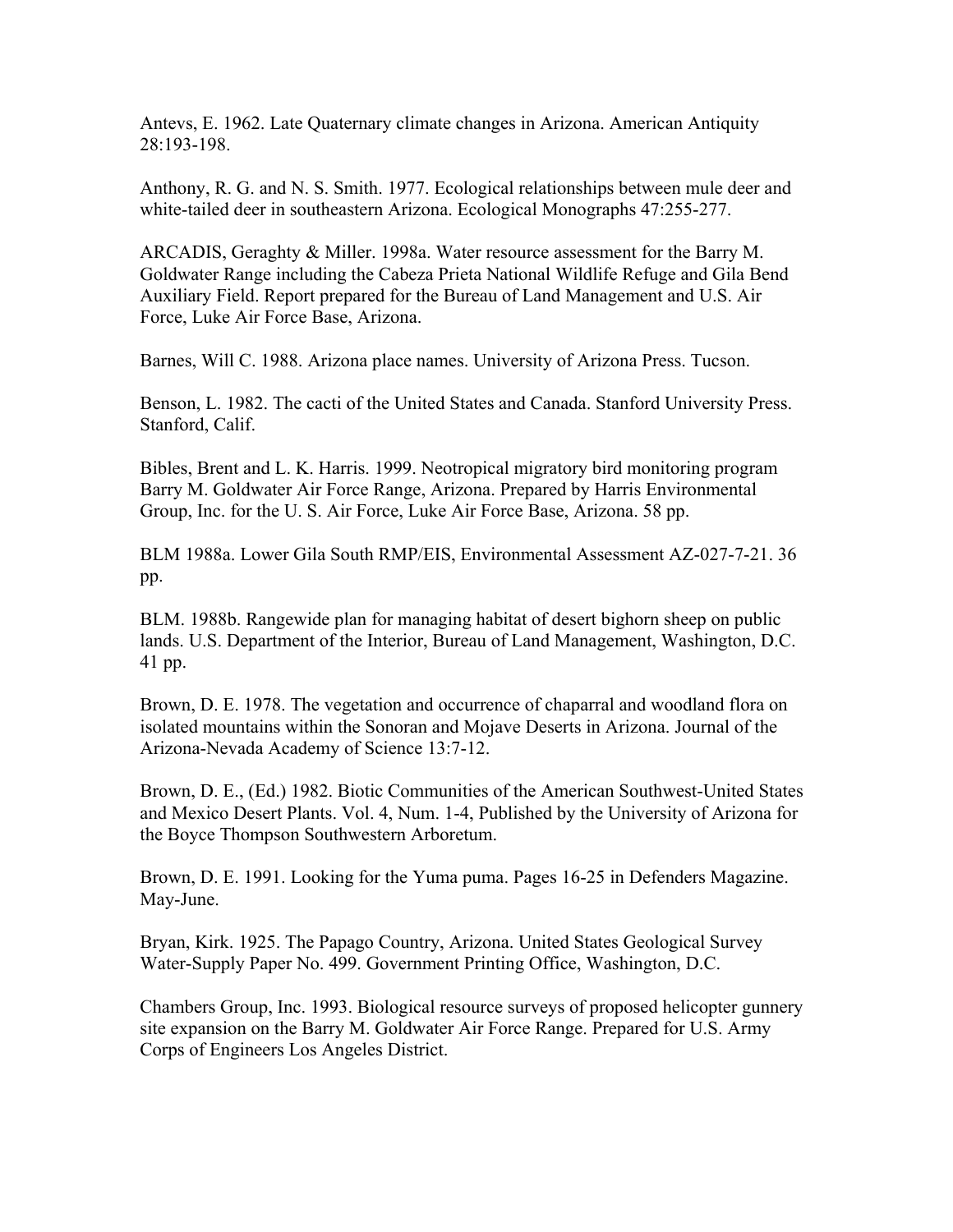Antevs, E. 1962. Late Quaternary climate changes in Arizona. American Antiquity 28:193-198.

Anthony, R. G. and N. S. Smith. 1977. Ecological relationships between mule deer and white-tailed deer in southeastern Arizona. Ecological Monographs 47:255-277.

ARCADIS, Geraghty & Miller. 1998a. Water resource assessment for the Barry M. Goldwater Range including the Cabeza Prieta National Wildlife Refuge and Gila Bend Auxiliary Field. Report prepared for the Bureau of Land Management and U.S. Air Force, Luke Air Force Base, Arizona.

Barnes, Will C. 1988. Arizona place names. University of Arizona Press. Tucson.

Benson, L. 1982. The cacti of the United States and Canada. Stanford University Press. Stanford, Calif.

Bibles, Brent and L. K. Harris. 1999. Neotropical migratory bird monitoring program Barry M. Goldwater Air Force Range, Arizona. Prepared by Harris Environmental Group, Inc. for the U. S. Air Force, Luke Air Force Base, Arizona. 58 pp.

BLM 1988a. Lower Gila South RMP/EIS, Environmental Assessment AZ-027-7-21. 36 pp.

BLM. 1988b. Rangewide plan for managing habitat of desert bighorn sheep on public lands. U.S. Department of the Interior, Bureau of Land Management, Washington, D.C. 41 pp.

Brown, D. E. 1978. The vegetation and occurrence of chaparral and woodland flora on isolated mountains within the Sonoran and Mojave Deserts in Arizona. Journal of the Arizona-Nevada Academy of Science 13:7-12.

Brown, D. E., (Ed.) 1982. Biotic Communities of the American Southwest-United States and Mexico Desert Plants. Vol. 4, Num. 1-4, Published by the University of Arizona for the Boyce Thompson Southwestern Arboretum.

Brown, D. E. 1991. Looking for the Yuma puma. Pages 16-25 in Defenders Magazine. May-June.

Bryan, Kirk. 1925. The Papago Country, Arizona. United States Geological Survey Water-Supply Paper No. 499. Government Printing Office, Washington, D.C.

Chambers Group, Inc. 1993. Biological resource surveys of proposed helicopter gunnery site expansion on the Barry M. Goldwater Air Force Range. Prepared for U.S. Army Corps of Engineers Los Angeles District.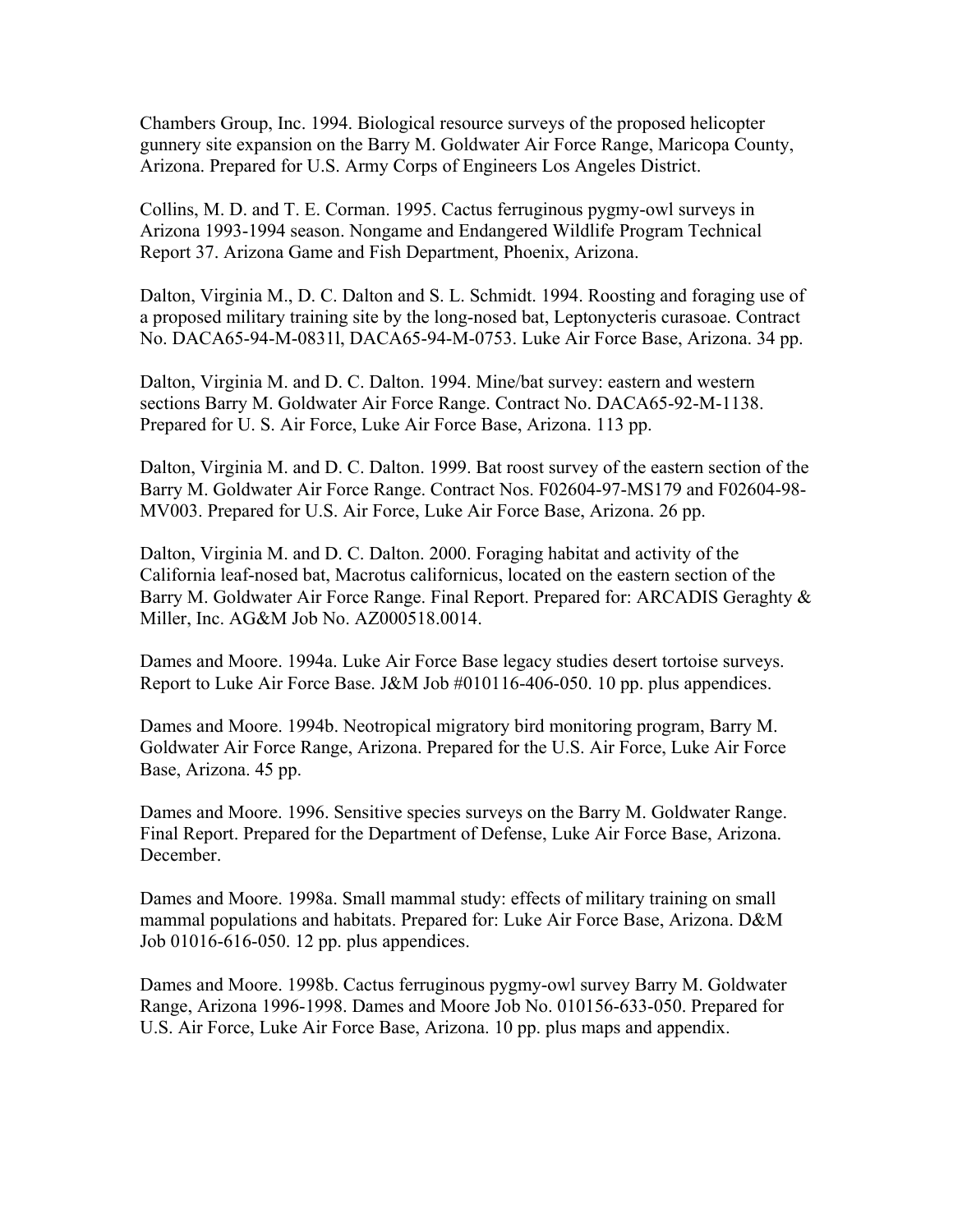Chambers Group, Inc. 1994. Biological resource surveys of the proposed helicopter gunnery site expansion on the Barry M. Goldwater Air Force Range, Maricopa County, Arizona. Prepared for U.S. Army Corps of Engineers Los Angeles District.

Collins, M. D. and T. E. Corman. 1995. Cactus ferruginous pygmy-owl surveys in Arizona 1993-1994 season. Nongame and Endangered Wildlife Program Technical Report 37. Arizona Game and Fish Department, Phoenix, Arizona.

Dalton, Virginia M., D. C. Dalton and S. L. Schmidt. 1994. Roosting and foraging use of a proposed military training site by the long-nosed bat, Leptonycteris curasoae. Contract No. DACA65-94-M-0831l, DACA65-94-M-0753. Luke Air Force Base, Arizona. 34 pp.

Dalton, Virginia M. and D. C. Dalton. 1994. Mine/bat survey: eastern and western sections Barry M. Goldwater Air Force Range. Contract No. DACA65-92-M-1138. Prepared for U. S. Air Force, Luke Air Force Base, Arizona. 113 pp.

Dalton, Virginia M. and D. C. Dalton. 1999. Bat roost survey of the eastern section of the Barry M. Goldwater Air Force Range. Contract Nos. F02604-97-MS179 and F02604-98-MV003. Prepared for U.S. Air Force, Luke Air Force Base, Arizona. 26 pp.

Dalton, Virginia M. and D. C. Dalton. 2000. Foraging habitat and activity of the California leaf-nosed bat, Macrotus californicus, located on the eastern section of the Barry M. Goldwater Air Force Range. Final Report. Prepared for: ARCADIS Geraghty & Miller, Inc. AG&M Job No. AZ000518.0014.

Dames and Moore. 1994a. Luke Air Force Base legacy studies desert tortoise surveys. Report to Luke Air Force Base. J&M Job #010116-406-050. 10 pp. plus appendices.

Dames and Moore. 1994b. Neotropical migratory bird monitoring program, Barry M. Goldwater Air Force Range, Arizona. Prepared for the U.S. Air Force, Luke Air Force Base, Arizona. 45 pp.

Dames and Moore. 1996. Sensitive species surveys on the Barry M. Goldwater Range. Final Report. Prepared for the Department of Defense, Luke Air Force Base, Arizona. December.

Dames and Moore. 1998a. Small mammal study: effects of military training on small mammal populations and habitats. Prepared for: Luke Air Force Base, Arizona. D&M Job 01016-616-050. 12 pp. plus appendices.

Dames and Moore. 1998b. Cactus ferruginous pygmy-owl survey Barry M. Goldwater Range, Arizona 1996-1998. Dames and Moore Job No. 010156-633-050. Prepared for U.S. Air Force, Luke Air Force Base, Arizona. 10 pp. plus maps and appendix.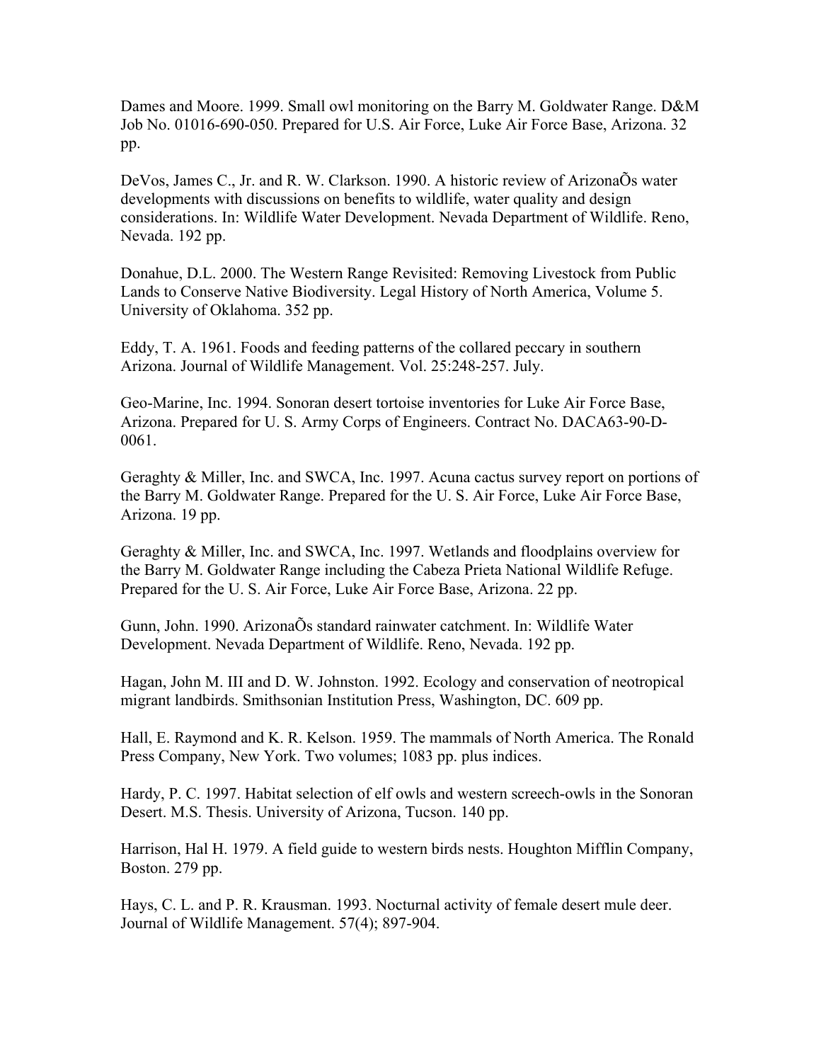Dames and Moore. 1999. Small owl monitoring on the Barry M. Goldwater Range. D&M Job No. 01016-690-050. Prepared for U.S. Air Force, Luke Air Force Base, Arizona. 32 pp.

DeVos, James C., Jr. and R. W. Clarkson. 1990. A historic review of ArizonaÕs water developments with discussions on benefits to wildlife, water quality and design considerations. In: Wildlife Water Development. Nevada Department of Wildlife. Reno, Nevada. 192 pp.

Donahue, D.L. 2000. The Western Range Revisited: Removing Livestock from Public Lands to Conserve Native Biodiversity. Legal History of North America, Volume 5. University of Oklahoma. 352 pp.

Eddy, T. A. 1961. Foods and feeding patterns of the collared peccary in southern Arizona. Journal of Wildlife Management. Vol. 25:248-257. July.

Geo-Marine, Inc. 1994. Sonoran desert tortoise inventories for Luke Air Force Base, Arizona. Prepared for U. S. Army Corps of Engineers. Contract No. DACA63-90-D-0061.

Geraghty & Miller, Inc. and SWCA, Inc. 1997. Acuna cactus survey report on portions of the Barry M. Goldwater Range. Prepared for the U. S. Air Force, Luke Air Force Base, Arizona. 19 pp.

Geraghty & Miller, Inc. and SWCA, Inc. 1997. Wetlands and floodplains overview for the Barry M. Goldwater Range including the Cabeza Prieta National Wildlife Refuge. Prepared for the U. S. Air Force, Luke Air Force Base, Arizona. 22 pp.

Gunn, John. 1990. ArizonaÕs standard rainwater catchment. In: Wildlife Water Development. Nevada Department of Wildlife. Reno, Nevada. 192 pp.

Hagan, John M. III and D. W. Johnston. 1992. Ecology and conservation of neotropical migrant landbirds. Smithsonian Institution Press, Washington, DC. 609 pp.

Hall, E. Raymond and K. R. Kelson. 1959. The mammals of North America. The Ronald Press Company, New York. Two volumes; 1083 pp. plus indices.

Hardy, P. C. 1997. Habitat selection of elf owls and western screech-owls in the Sonoran Desert. M.S. Thesis. University of Arizona, Tucson. 140 pp.

Harrison, Hal H. 1979. A field guide to western birds nests. Houghton Mifflin Company, Boston. 279 pp.

Hays, C. L. and P. R. Krausman. 1993. Nocturnal activity of female desert mule deer. Journal of Wildlife Management. 57(4); 897-904.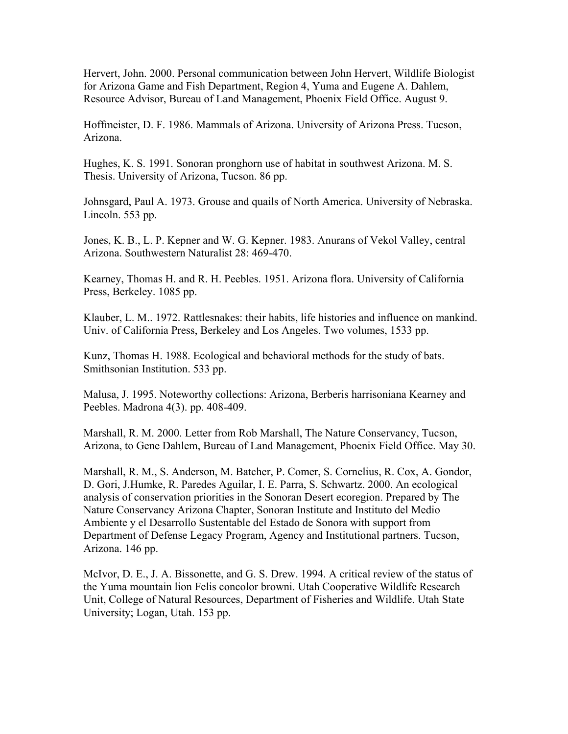Hervert, John. 2000. Personal communication between John Hervert, Wildlife Biologist for Arizona Game and Fish Department, Region 4, Yuma and Eugene A. Dahlem, Resource Advisor, Bureau of Land Management, Phoenix Field Office. August 9.

Hoffmeister, D. F. 1986. Mammals of Arizona. University of Arizona Press. Tucson, Arizona.

Hughes, K. S. 1991. Sonoran pronghorn use of habitat in southwest Arizona. M. S. Thesis. University of Arizona, Tucson. 86 pp.

Johnsgard, Paul A. 1973. Grouse and quails of North America. University of Nebraska. Lincoln. 553 pp.

Jones, K. B., L. P. Kepner and W. G. Kepner. 1983. Anurans of Vekol Valley, central Arizona. Southwestern Naturalist 28: 469-470.

Kearney, Thomas H. and R. H. Peebles. 1951. Arizona flora. University of California Press, Berkeley. 1085 pp.

Klauber, L. M.. 1972. Rattlesnakes: their habits, life histories and influence on mankind. Univ. of California Press, Berkeley and Los Angeles. Two volumes, 1533 pp.

Kunz, Thomas H. 1988. Ecological and behavioral methods for the study of bats. Smithsonian Institution. 533 pp.

Malusa, J. 1995. Noteworthy collections: Arizona, Berberis harrisoniana Kearney and Peebles. Madrona 4(3). pp. 408-409.

Marshall, R. M. 2000. Letter from Rob Marshall, The Nature Conservancy, Tucson, Arizona, to Gene Dahlem, Bureau of Land Management, Phoenix Field Office. May 30.

Marshall, R. M., S. Anderson, M. Batcher, P. Comer, S. Cornelius, R. Cox, A. Gondor, D. Gori, J.Humke, R. Paredes Aguilar, I. E. Parra, S. Schwartz. 2000. An ecological analysis of conservation priorities in the Sonoran Desert ecoregion. Prepared by The Nature Conservancy Arizona Chapter, Sonoran Institute and Instituto del Medio Ambiente y el Desarrollo Sustentable del Estado de Sonora with support from Department of Defense Legacy Program, Agency and Institutional partners. Tucson, Arizona. 146 pp.

McIvor, D. E., J. A. Bissonette, and G. S. Drew. 1994. A critical review of the status of the Yuma mountain lion Felis concolor browni. Utah Cooperative Wildlife Research Unit, College of Natural Resources, Department of Fisheries and Wildlife. Utah State University; Logan, Utah. 153 pp.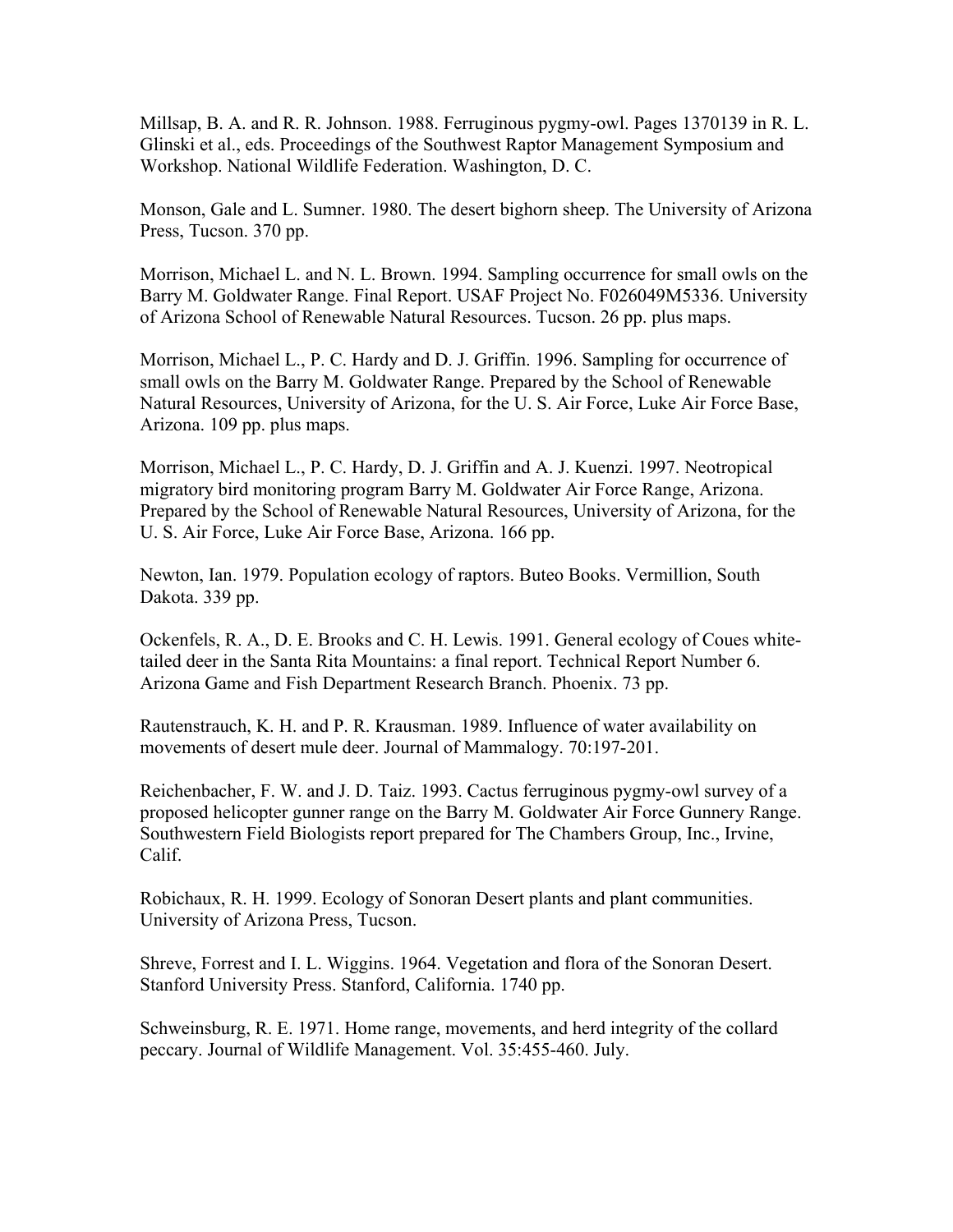Millsap, B. A. and R. R. Johnson. 1988. Ferruginous pygmy-owl. Pages 1370139 in R. L. Glinski et al., eds. Proceedings of the Southwest Raptor Management Symposium and Workshop. National Wildlife Federation. Washington, D. C.

Monson, Gale and L. Sumner. 1980. The desert bighorn sheep. The University of Arizona Press, Tucson. 370 pp.

Morrison, Michael L. and N. L. Brown. 1994. Sampling occurrence for small owls on the Barry M. Goldwater Range. Final Report. USAF Project No. F026049M5336. University of Arizona School of Renewable Natural Resources. Tucson. 26 pp. plus maps.

Morrison, Michael L., P. C. Hardy and D. J. Griffin. 1996. Sampling for occurrence of small owls on the Barry M. Goldwater Range. Prepared by the School of Renewable Natural Resources, University of Arizona, for the U. S. Air Force, Luke Air Force Base, Arizona. 109 pp. plus maps.

Morrison, Michael L., P. C. Hardy, D. J. Griffin and A. J. Kuenzi. 1997. Neotropical migratory bird monitoring program Barry M. Goldwater Air Force Range, Arizona. Prepared by the School of Renewable Natural Resources, University of Arizona, for the U. S. Air Force, Luke Air Force Base, Arizona. 166 pp.

Newton, Ian. 1979. Population ecology of raptors. Buteo Books. Vermillion, South Dakota. 339 pp.

Ockenfels, R. A., D. E. Brooks and C. H. Lewis. 1991. General ecology of Coues white-tailed deer in the Santa Rita Mountains: a final report. Technical Report Number 6. Arizona Game and Fish Department Research Branch. Phoenix. 73 pp.

Rautenstrauch, K. H. and P. R. Krausman. 1989. Influence of water availability on movements of desert mule deer. Journal of Mammalogy. 70:197-201.

Reichenbacher, F. W. and J. D. Taiz. 1993. Cactus ferruginous pygmy-owl survey of a proposed helicopter gunner range on the Barry M. Goldwater Air Force Gunnery Range. Southwestern Field Biologists report prepared for The Chambers Group, Inc., Irvine, Calif.

Robichaux, R. H. 1999. Ecology of Sonoran Desert plants and plant communities. University of Arizona Press, Tucson.

Shreve, Forrest and I. L. Wiggins. 1964. Vegetation and flora of the Sonoran Desert. Stanford University Press. Stanford, California. 1740 pp.

Schweinsburg, R. E. 1971. Home range, movements, and herd integrity of the collard peccary. Journal of Wildlife Management. Vol. 35:455-460. July.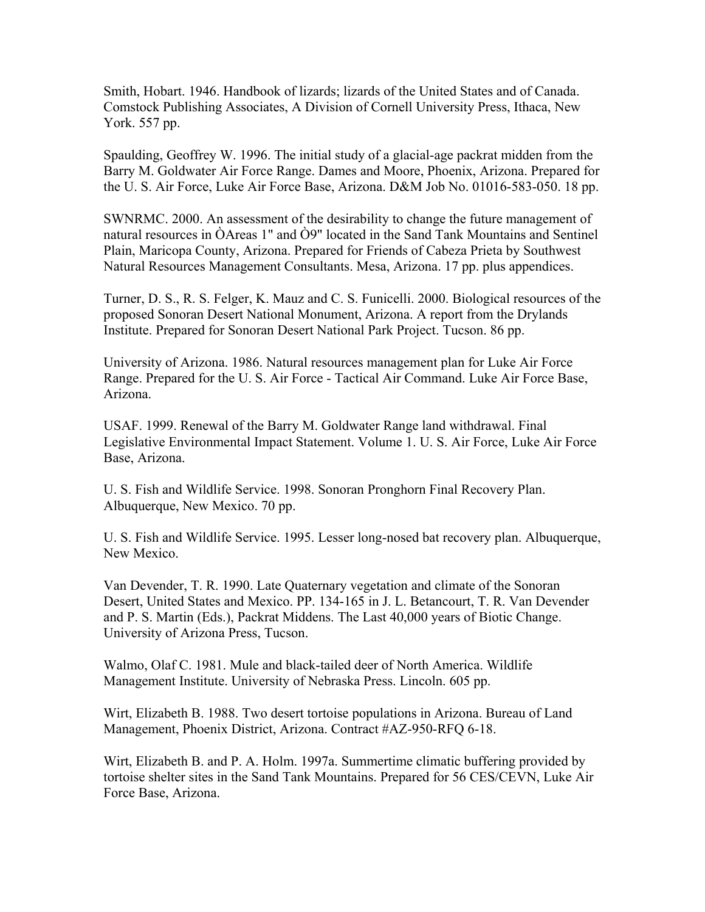Smith, Hobart. 1946. Handbook of lizards; lizards of the United States and of Canada. Comstock Publishing Associates, A Division of Cornell University Press, Ithaca, New York. 557 pp.

Spaulding, Geoffrey W. 1996. The initial study of a glacial-age packrat midden from the Barry M. Goldwater Air Force Range. Dames and Moore, Phoenix, Arizona. Prepared for the U. S. Air Force, Luke Air Force Base, Arizona. D&M Job No. 01016-583-050. 18 pp.

SWNRMC. 2000. An assessment of the desirability to change the future management of natural resources in ÒAreas 1" and Ò9" located in the Sand Tank Mountains and Sentinel Plain, Maricopa County, Arizona. Prepared for Friends of Cabeza Prieta by Southwest Natural Resources Management Consultants. Mesa, Arizona. 17 pp. plus appendices.

Turner, D. S., R. S. Felger, K. Mauz and C. S. Funicelli. 2000. Biological resources of the proposed Sonoran Desert National Monument, Arizona. A report from the Drylands Institute. Prepared for Sonoran Desert National Park Project. Tucson. 86 pp.

University of Arizona. 1986. Natural resources management plan for Luke Air Force Range. Prepared for the U. S. Air Force - Tactical Air Command. Luke Air Force Base, Arizona.

USAF. 1999. Renewal of the Barry M. Goldwater Range land withdrawal. Final Legislative Environmental Impact Statement. Volume 1. U. S. Air Force, Luke Air Force Base, Arizona.

U. S. Fish and Wildlife Service. 1998. Sonoran Pronghorn Final Recovery Plan. Albuquerque, New Mexico. 70 pp.

U. S. Fish and Wildlife Service. 1995. Lesser long-nosed bat recovery plan. Albuquerque, New Mexico.

Van Devender, T. R. 1990. Late Quaternary vegetation and climate of the Sonoran Desert, United States and Mexico. PP. 134-165 in J. L. Betancourt, T. R. Van Devender and P. S. Martin (Eds.), Packrat Middens. The Last 40,000 years of Biotic Change. University of Arizona Press, Tucson.

Walmo, Olaf C. 1981. Mule and black-tailed deer of North America. Wildlife Management Institute. University of Nebraska Press. Lincoln. 605 pp.

Wirt, Elizabeth B. 1988. Two desert tortoise populations in Arizona. Bureau of Land Management, Phoenix District, Arizona. Contract #AZ-950-RFQ 6-18.

Wirt, Elizabeth B. and P. A. Holm. 1997a. Summertime climatic buffering provided by tortoise shelter sites in the Sand Tank Mountains. Prepared for 56 CES/CEVN, Luke Air Force Base, Arizona.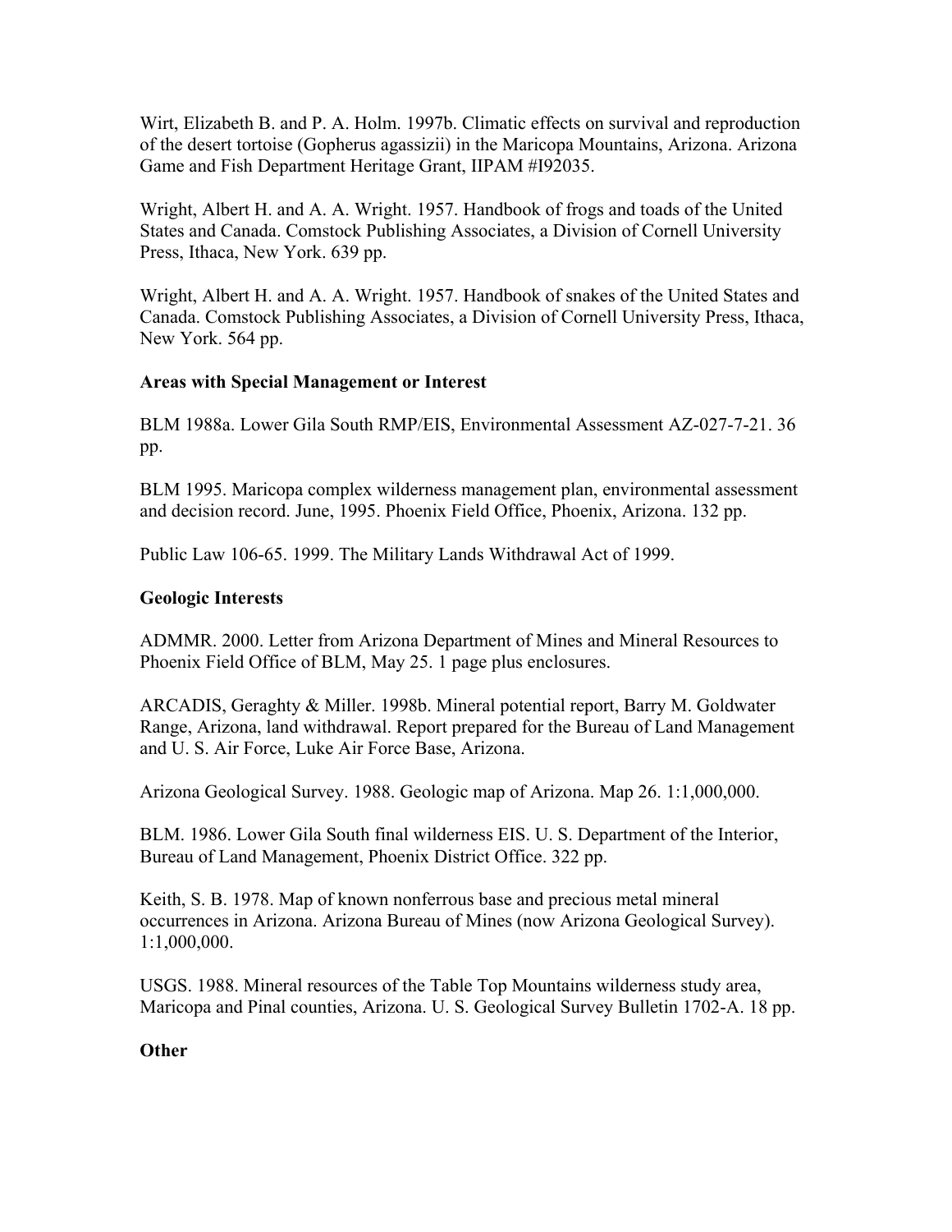Wirt, Elizabeth B. and P. A. Holm. 1997b. Climatic effects on survival and reproduction of the desert tortoise (Gopherus agassizii) in the Maricopa Mountains, Arizona. Arizona Game and Fish Department Heritage Grant, IIPAM #I92035.

Wright, Albert H. and A. A. Wright. 1957. Handbook of frogs and toads of the United States and Canada. Comstock Publishing Associates, a Division of Cornell University Press, Ithaca, New York. 639 pp.

Wright, Albert H. and A. A. Wright. 1957. Handbook of snakes of the United States and Canada. Comstock Publishing Associates, a Division of Cornell University Press, Ithaca, New York. 564 pp.

**Areas with Special Management or Interest**

BLM 1988a. Lower Gila South RMP/EIS, Environmental Assessment AZ-027-7-21. 36 pp.

BLM 1995. Maricopa complex wilderness management plan, environmental assessment and decision record. June, 1995. Phoenix Field Office, Phoenix, Arizona. 132 pp.

Public Law 106-65. 1999. The Military Lands Withdrawal Act of 1999.

**Geologic Interests**

ADMMR. 2000. Letter from Arizona Department of Mines and Mineral Resources to Phoenix Field Office of BLM, May 25. 1 page plus enclosures.

ARCADIS, Geraghty & Miller. 1998b. Mineral potential report, Barry M. Goldwater Range, Arizona, land withdrawal. Report prepared for the Bureau of Land Management and U. S. Air Force, Luke Air Force Base, Arizona.

Arizona Geological Survey. 1988. Geologic map of Arizona. Map 26. 1:1,000,000.

BLM. 1986. Lower Gila South final wilderness EIS. U. S. Department of the Interior, Bureau of Land Management, Phoenix District Office. 322 pp.

Keith, S. B. 1978. Map of known nonferrous base and precious metal mineral occurrences in Arizona. Arizona Bureau of Mines (now Arizona Geological Survey). 1:1,000,000.

USGS. 1988. Mineral resources of the Table Top Mountains wilderness study area, Maricopa and Pinal counties, Arizona. U. S. Geological Survey Bulletin 1702-A. 18 pp.

**Other**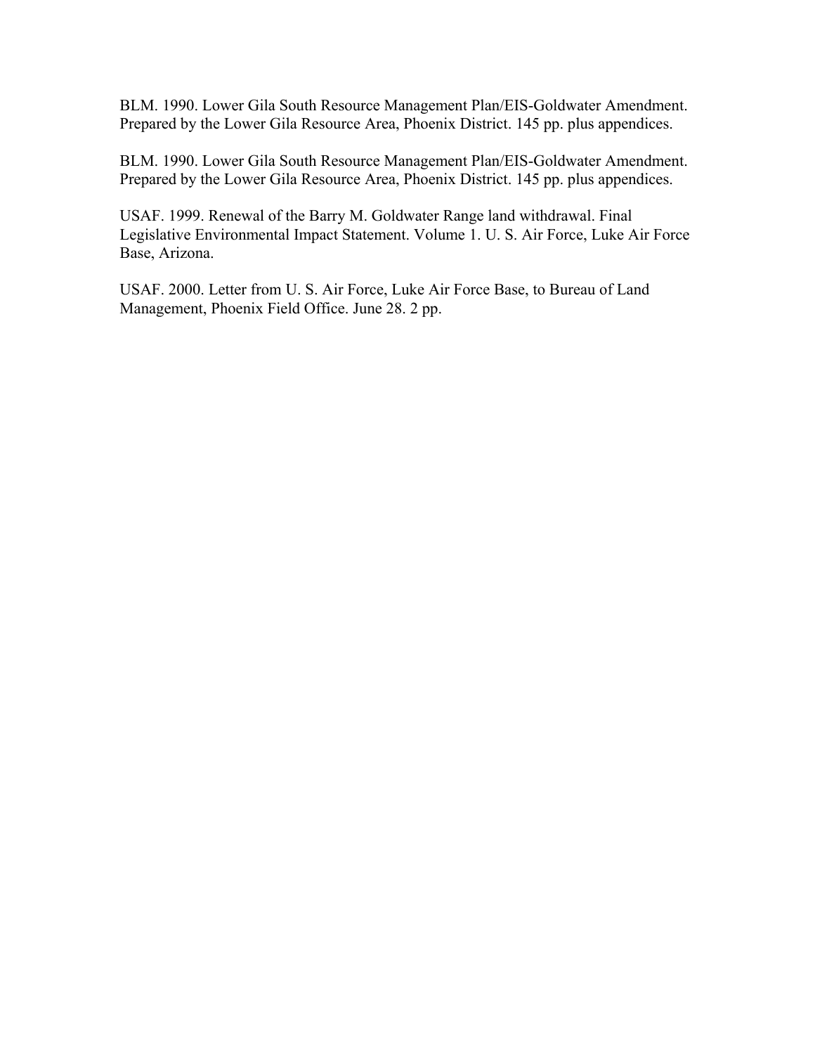BLM. 1990. Lower Gila South Resource Management Plan/EIS-Goldwater Amendment. Prepared by the Lower Gila Resource Area, Phoenix District. 145 pp. plus appendices.

BLM. 1990. Lower Gila South Resource Management Plan/EIS-Goldwater Amendment. Prepared by the Lower Gila Resource Area, Phoenix District. 145 pp. plus appendices.

USAF. 1999. Renewal of the Barry M. Goldwater Range land withdrawal. Final Legislative Environmental Impact Statement. Volume 1. U. S. Air Force, Luke Air Force Base, Arizona.

USAF. 2000. Letter from U. S. Air Force, Luke Air Force Base, to Bureau of Land Management, Phoenix Field Office. June 28. 2 pp.